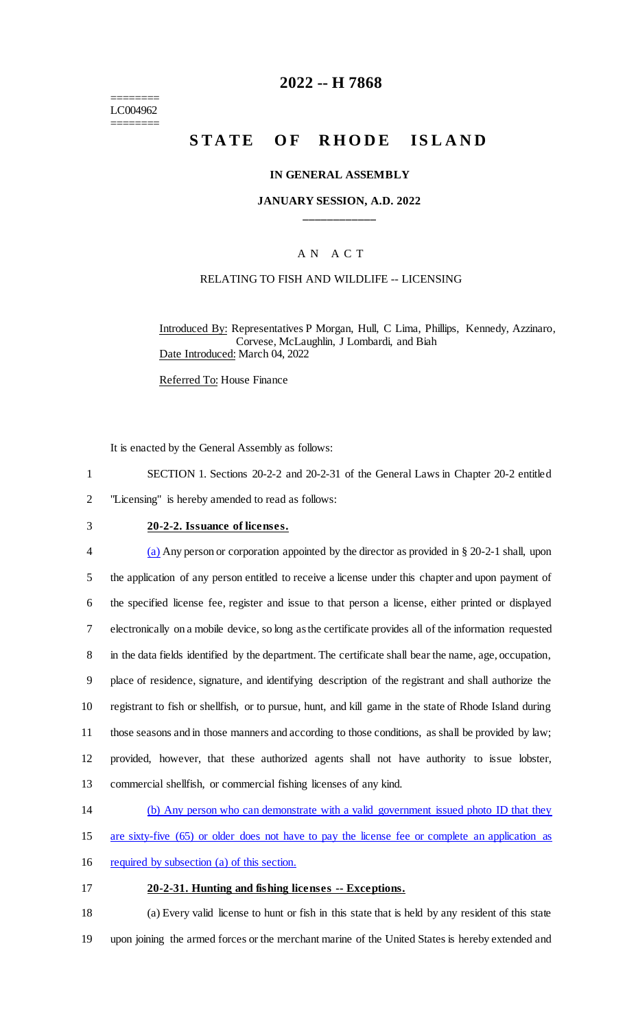========
LC004962
========

# 2022 -- H 7868

## STATE OF RHODE ISLAND

### IN GENERAL ASSEMBLY

### JANUARY SESSION, A.D. 2022

\_\_\_\_\_\_\_\_\_\_\_\_

A N A C T

RELATING TO FISH AND WILDLIFE -- LICENSING

Introduced By: Representatives P Morgan, Hull, C Lima, Phillips, Kennedy, Azzinaro, Corvese, McLaughlin, J Lombardi, and Biah

Date Introduced: March 04, 2022

Referred To: House Finance

It is enacted by the General Assembly as follows:

1 SECTION 1. Sections 20-2-2 and 20-2-31 of the General Laws in Chapter 20-2 entitled
2 "Licensing" is hereby amended to read as follows:

3 **20-2-2. Issuance of licenses.**

4 (a) Any person or corporation appointed by the director as provided in § 20-2-1 shall, upon
5 the application of any person entitled to receive a license under this chapter and upon payment of
6 the specified license fee, register and issue to that person a license, either printed or displayed
7 electronically on a mobile device, so long as the certificate provides all of the information requested
8 in the data fields identified by the department. The certificate shall bear the name, age, occupation,
9 place of residence, signature, and identifying description of the registrant and shall authorize the
10 registrant to fish or shellfish, or to pursue, hunt, and kill game in the state of Rhode Island during
11 those seasons and in those manners and according to those conditions, as shall be provided by law;
12 provided, however, that these authorized agents shall not have authority to issue lobster,
13 commercial shellfish, or commercial fishing licenses of any kind.

14 (b) Any person who can demonstrate with a valid government issued photo ID that they
15 are sixty-five (65) or older does not have to pay the license fee or complete an application as
16 required by subsection (a) of this section.

17 **20-2-31. Hunting and fishing licenses -- Exceptions.**

18 (a) Every valid license to hunt or fish in this state that is held by any resident of this state
19 upon joining the armed forces or the merchant marine of the United States is hereby extended and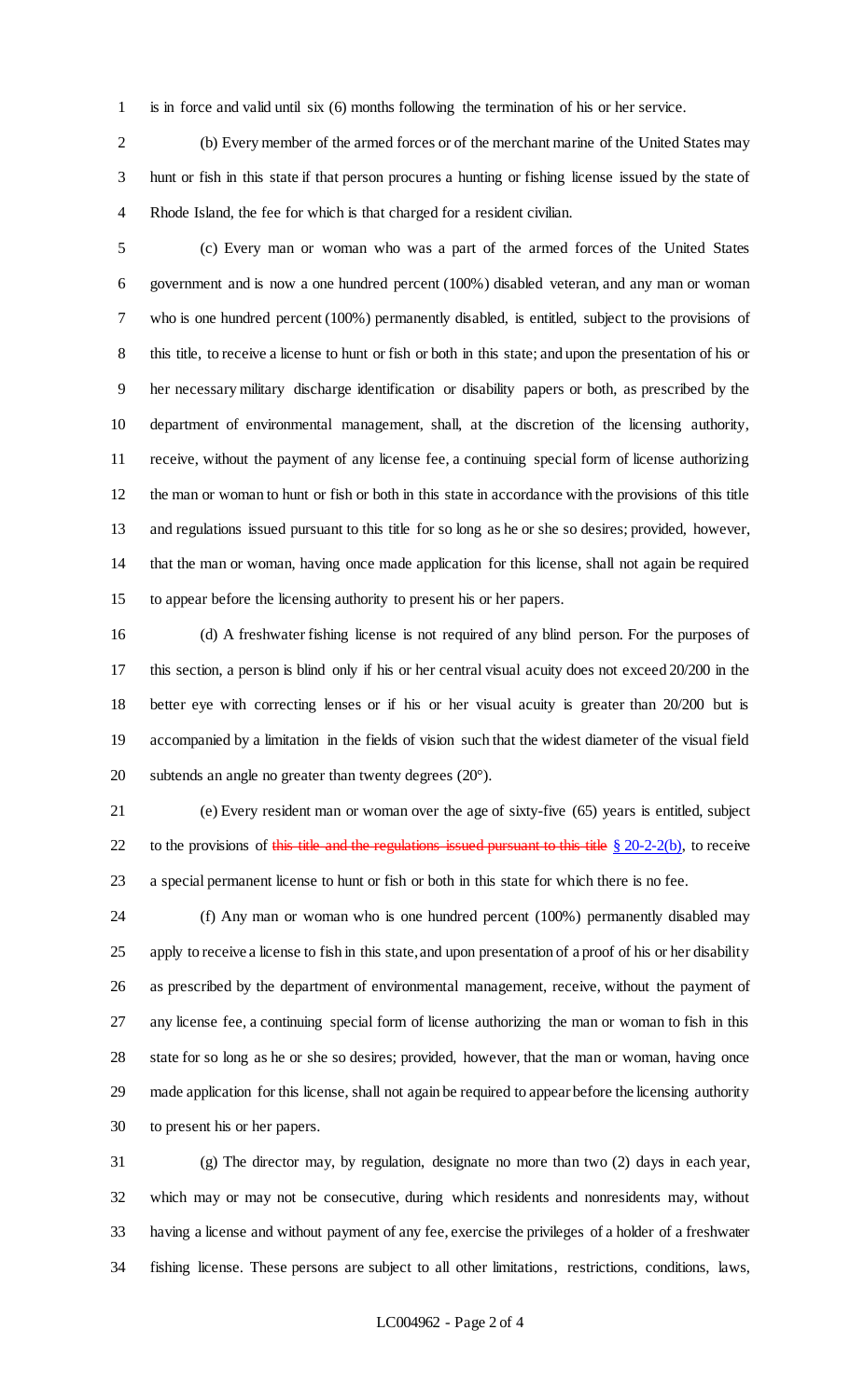is in force and valid until six (6) months following the termination of his or her service.

(b) Every member of the armed forces or of the merchant marine of the United States may hunt or fish in this state if that person procures a hunting or fishing license issued by the state of Rhode Island, the fee for which is that charged for a resident civilian.

(c) Every man or woman who was a part of the armed forces of the United States government and is now a one hundred percent (100%) disabled veteran, and any man or woman who is one hundred percent (100%) permanently disabled, is entitled, subject to the provisions of this title, to receive a license to hunt or fish or both in this state; and upon the presentation of his or her necessary military discharge identification or disability papers or both, as prescribed by the department of environmental management, shall, at the discretion of the licensing authority, receive, without the payment of any license fee, a continuing special form of license authorizing the man or woman to hunt or fish or both in this state in accordance with the provisions of this title and regulations issued pursuant to this title for so long as he or she so desires; provided, however, that the man or woman, having once made application for this license, shall not again be required to appear before the licensing authority to present his or her papers.

(d) A freshwater fishing license is not required of any blind person. For the purposes of this section, a person is blind only if his or her central visual acuity does not exceed 20/200 in the better eye with correcting lenses or if his or her visual acuity is greater than 20/200 but is accompanied by a limitation in the fields of vision such that the widest diameter of the visual field subtends an angle no greater than twenty degrees (20°).

(e) Every resident man or woman over the age of sixty-five (65) years is entitled, subject to the provisions of ~~this title and the regulations issued pursuant to this title~~ <u>§ 20-2-2(b)</u>, to receive a special permanent license to hunt or fish or both in this state for which there is no fee.

(f) Any man or woman who is one hundred percent (100%) permanently disabled may apply to receive a license to fish in this state, and upon presentation of a proof of his or her disability as prescribed by the department of environmental management, receive, without the payment of any license fee, a continuing special form of license authorizing the man or woman to fish in this state for so long as he or she so desires; provided, however, that the man or woman, having once made application for this license, shall not again be required to appear before the licensing authority to present his or her papers.

(g) The director may, by regulation, designate no more than two (2) days in each year, which may or may not be consecutive, during which residents and nonresidents may, without having a license and without payment of any fee, exercise the privileges of a holder of a freshwater fishing license. These persons are subject to all other limitations, restrictions, conditions, laws,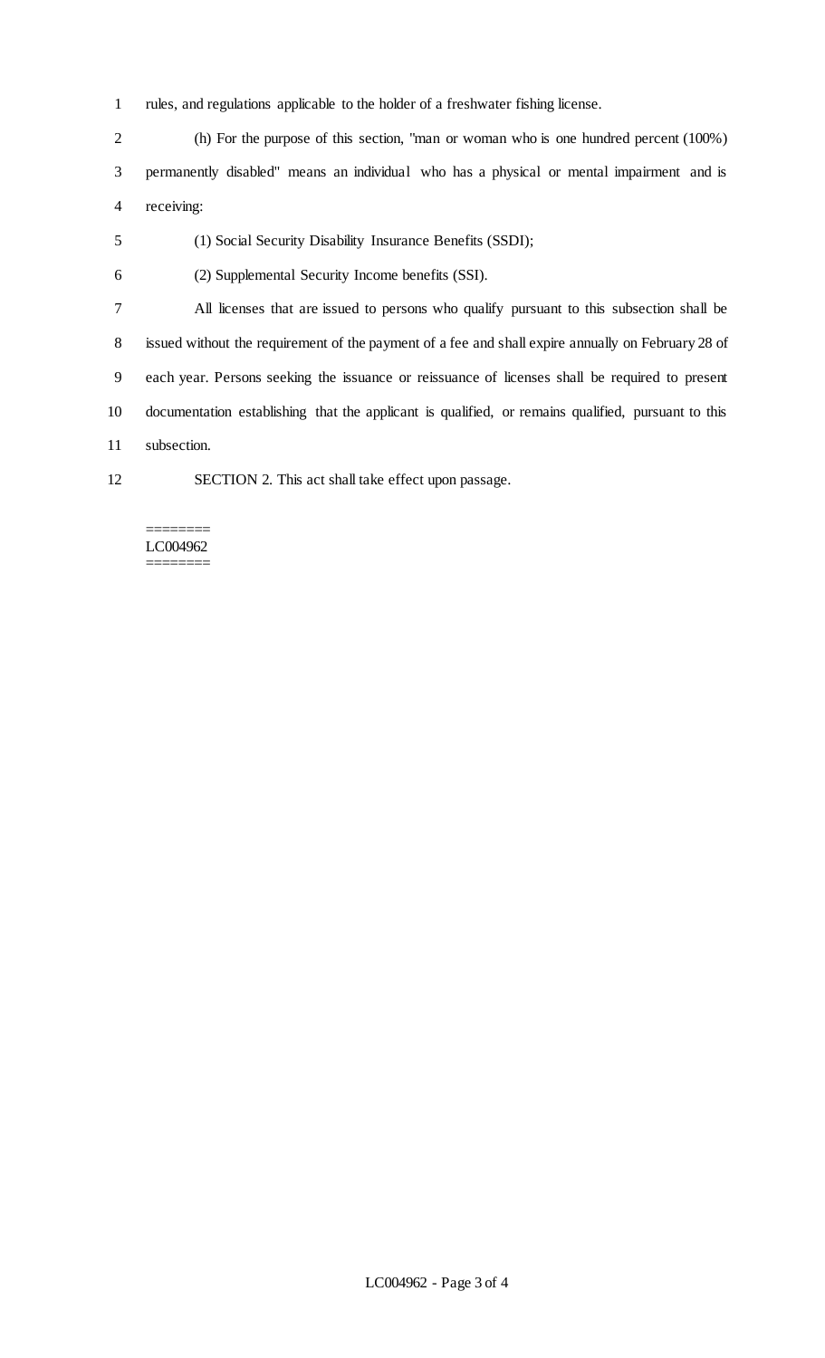rules, and regulations applicable to the holder of a freshwater fishing license.

(h) For the purpose of this section, "man or woman who is one hundred percent (100%) permanently disabled" means an individual who has a physical or mental impairment and is receiving:

(1) Social Security Disability Insurance Benefits (SSDI);

(2) Supplemental Security Income benefits (SSI).

All licenses that are issued to persons who qualify pursuant to this subsection shall be issued without the requirement of the payment of a fee and shall expire annually on February 28 of each year. Persons seeking the issuance or reissuance of licenses shall be required to present documentation establishing that the applicant is qualified, or remains qualified, pursuant to this subsection.

SECTION 2. This act shall take effect upon passage.

========
LC004962
========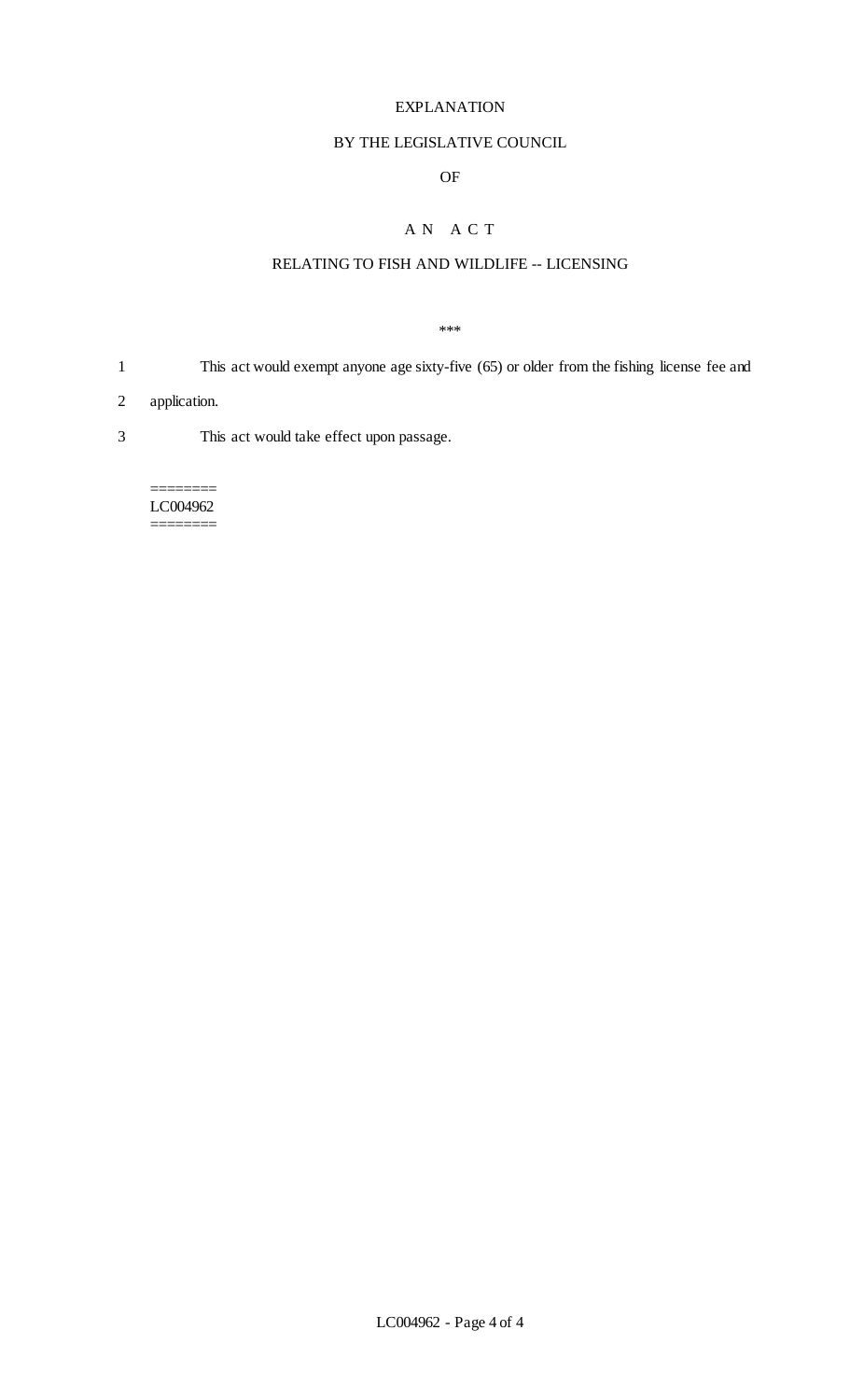EXPLANATION

BY THE LEGISLATIVE COUNCIL

OF

A N A C T

RELATING TO FISH AND WILDLIFE -- LICENSING

\*\*\*

1 This act would exempt anyone age sixty-five (65) or older from the fishing license fee and

2 application.

3 This act would take effect upon passage.

========
LC004962
========